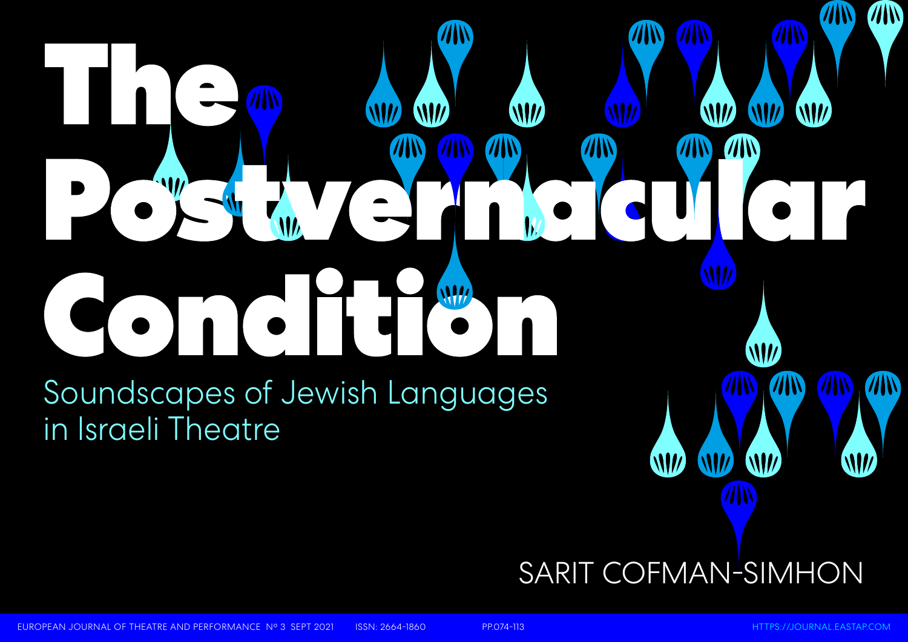# The Postvernacular Condition

## Soundscapes of Jewish Languages in Israeli Theatre

SARIT COFMAN-SIMHON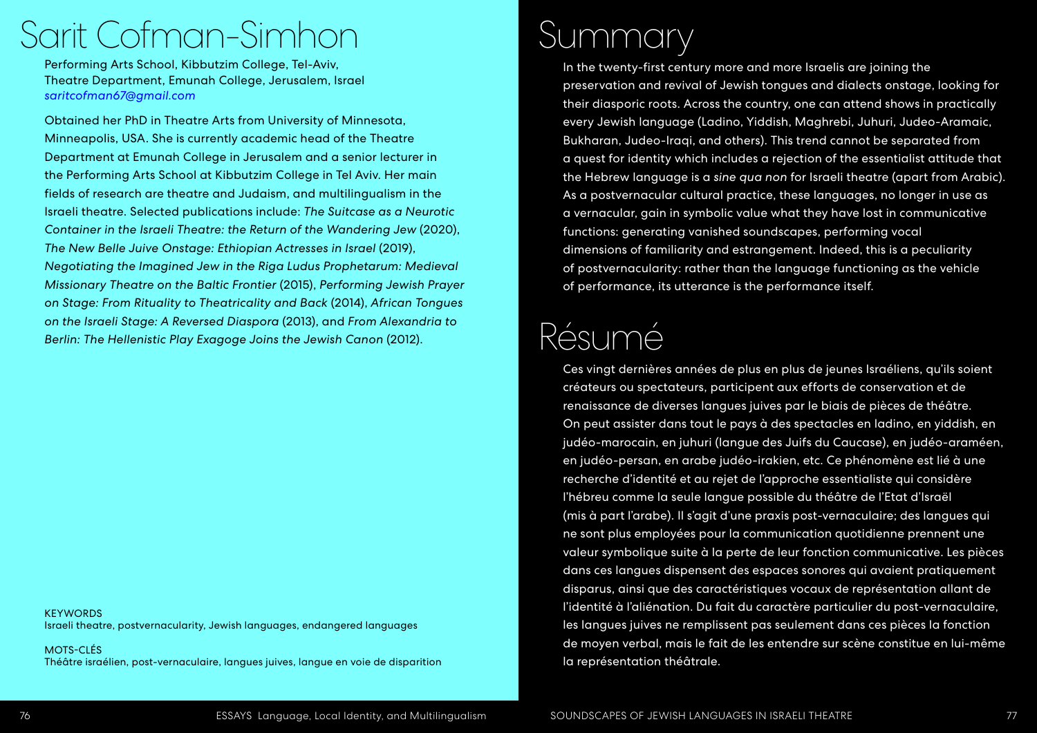# Sarit Cofman-Simhon

Performing Arts School, Kibbutzim College, Tel-Aviv,
Theatre Department, Emunah College, Jerusalem, Israel
*saritcofman67@gmail.com*

Obtained her PhD in Theatre Arts from University of Minnesota, Minneapolis, USA. She is currently academic head of the Theatre Department at Emunah College in Jerusalem and a senior lecturer in the Performing Arts School at Kibbutzim College in Tel Aviv. Her main fields of research are theatre and Judaism, and multilingualism in the Israeli theatre. Selected publications include: *The Suitcase as a Neurotic Container in the Israeli Theatre: the Return of the Wandering Jew* (2020), *The New Belle Juive Onstage: Ethiopian Actresses in Israel* (2019), *Negotiating the Imagined Jew in the Riga Ludus Prophetarum: Medieval Missionary Theatre on the Baltic Frontier* (2015), *Performing Jewish Prayer on Stage: From Rituality to Theatricality and Back* (2014), *African Tongues on the Israeli Stage: A Reversed Diaspora* (2013), and *From Alexandria to Berlin: The Hellenistic Play Exagoge Joins the Jewish Canon* (2012).

KEYWORDS
Israeli theatre, postvernacularity, Jewish languages, endangered languages

MOTS-CLÉS
Théâtre israélien, post-vernaculaire, langues juives, langue en voie de disparition

# Summary

In the twenty-first century more and more Israelis are joining the preservation and revival of Jewish tongues and dialects onstage, looking for their diasporic roots. Across the country, one can attend shows in practically every Jewish language (Ladino, Yiddish, Maghrebi, Juhuri, Judeo-Aramaic, Bukharan, Judeo-Iraqi, and others). This trend cannot be separated from a quest for identity which includes a rejection of the essentialist attitude that the Hebrew language is a *sine qua non* for Israeli theatre (apart from Arabic). As a postvernacular cultural practice, these languages, no longer in use as a vernacular, gain in symbolic value what they have lost in communicative functions: generating vanished soundscapes, performing vocal dimensions of familiarity and estrangement. Indeed, this is a peculiarity of postvernacularity: rather than the language functioning as the vehicle of performance, its utterance is the performance itself.

# Résumé

Ces vingt dernières années de plus en plus de jeunes Israéliens, qu'ils soient créateurs ou spectateurs, participent aux efforts de conservation et de renaissance de diverses langues juives par le biais de pièces de théâtre. On peut assister dans tout le pays à des spectacles en ladino, en yiddish, en judéo-marocain, en juhuri (langue des Juifs du Caucase), en judéo-araméen, en judéo-persan, en arabe judéo-irakien, etc. Ce phénomène est lié à une recherche d'identité et au rejet de l'approche essentialiste qui considère l'hébreu comme la seule langue possible du théâtre de l'Etat d'Israël (mis à part l'arabe). Il s'agit d'une praxis post-vernaculaire; des langues qui ne sont plus employées pour la communication quotidienne prennent une valeur symbolique suite à la perte de leur fonction communicative. Les pièces dans ces langues dispensent des espaces sonores qui avaient pratiquement disparus, ainsi que des caractéristiques vocaux de représentation allant de l'identité à l'aliénation. Du fait du caractère particulier du post-vernaculaire, les langues juives ne remplissent pas seulement dans ces pièces la fonction de moyen verbal, mais le fait de les entendre sur scène constitue en lui-même la représentation théâtrale.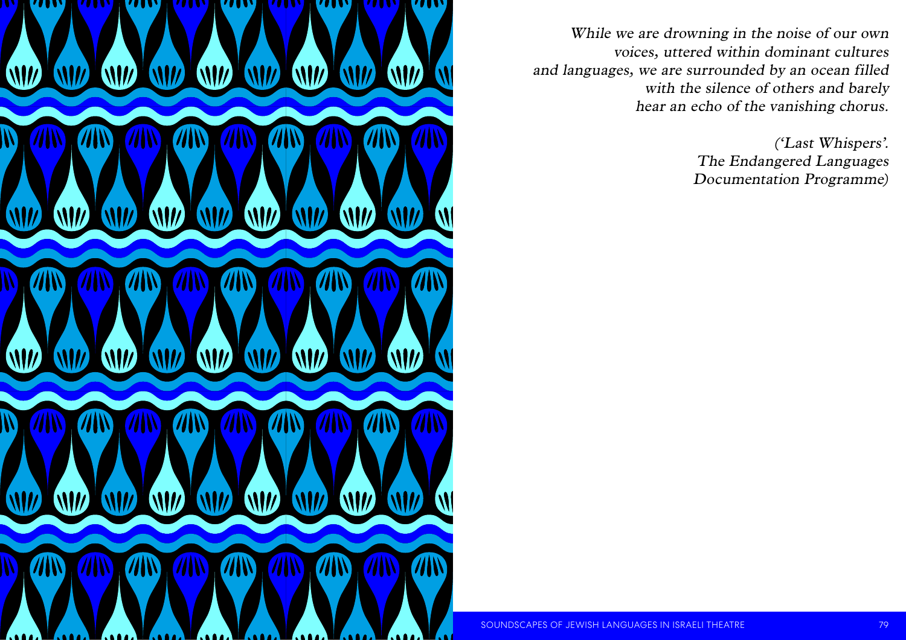*While we are drowning in the noise of our own voices, uttered within dominant cultures and languages, we are surrounded by an ocean filled with the silence of others and barely hear an echo of the vanishing chorus.*

*('Last Whispers'. The Endangered Languages Documentation Programme)*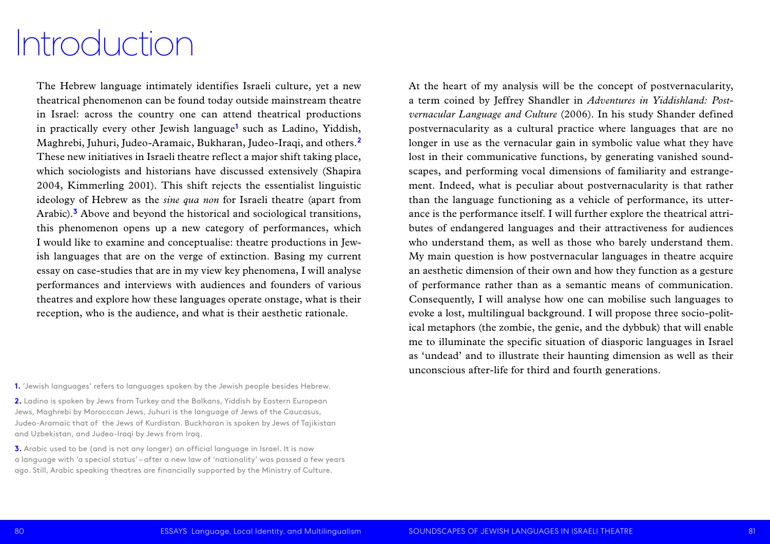# Introduction

The Hebrew language intimately identifies Israeli culture, yet a new theatrical phenomenon can be found today outside mainstream theatre in Israel: across the country one can attend theatrical productions in practically every other Jewish language[1] such as Ladino, Yiddish, Maghrebi, Juhuri, Judeo-Aramaic, Bukharan, Judeo-Iraqi, and others.[2] These new initiatives in Israeli theatre reflect a major shift taking place, which sociologists and historians have discussed extensively (Shapira 2004, Kimmerling 2001). This shift rejects the essentialist linguistic ideology of Hebrew as the *sine qua non* for Israeli theatre (apart from Arabic).[3] Above and beyond the historical and sociological transitions, this phenomenon opens up a new category of performances, which I would like to examine and conceptualise: theatre productions in Jewish languages that are on the verge of extinction. Basing my current essay on case-studies that are in my view key phenomena, I will analyse performances and interviews with audiences and founders of various theatres and explore how these languages operate onstage, what is their reception, who is the audience, and what is their aesthetic rationale.

At the heart of my analysis will be the concept of postvernacularity, a term coined by Jeffrey Shandler in *Adventures in Yiddishland: Postvernacular Language and Culture* (2006). In his study Shander defined postvernacularity as a cultural practice where languages that are no longer in use as the vernacular gain in symbolic value what they have lost in their communicative functions, by generating vanished soundscapes, and performing vocal dimensions of familiarity and estrangement. Indeed, what is peculiar about postvernacularity is that rather than the language functioning as a vehicle of performance, its utterance is the performance itself. I will further explore the theatrical attributes of endangered languages and their attractiveness for audiences who understand them, as well as those who barely understand them. My main question is how postvernacular languages in theatre acquire an aesthetic dimension of their own and how they function as a gesture of performance rather than as a semantic means of communication. Consequently, I will analyse how one can mobilise such languages to evoke a lost, multilingual background. I will propose three socio-political metaphors (the zombie, the genie, and the dybbuk) that will enable me to illuminate the specific situation of diasporic languages in Israel as 'undead' and to illustrate their haunting dimension as well as their unconscious after-life for third and fourth generations.

---

1. 'Jewish languages' refers to languages spoken by the Jewish people besides Hebrew.

2. Ladino is spoken by Jews from Turkey and the Balkans, Yiddish by Eastern European Jews, Maghrebi by Morocccan Jews, Juhuri is the language of Jews of the Caucasus, Judeo-Aramaic that of the Jews of Kurdistan. Buckharan is spoken by Jews of Tajikistan and Uzbekistan, and Judeo-Iraqi by Jews from Iraq.

3. Arabic used to be (and is not any longer) an official language in Israel. It is now a language with 'a special status' – after a new law of 'nationality' was passed a few years ago. Still, Arabic speaking theatres are financially supported by the Ministry of Culture.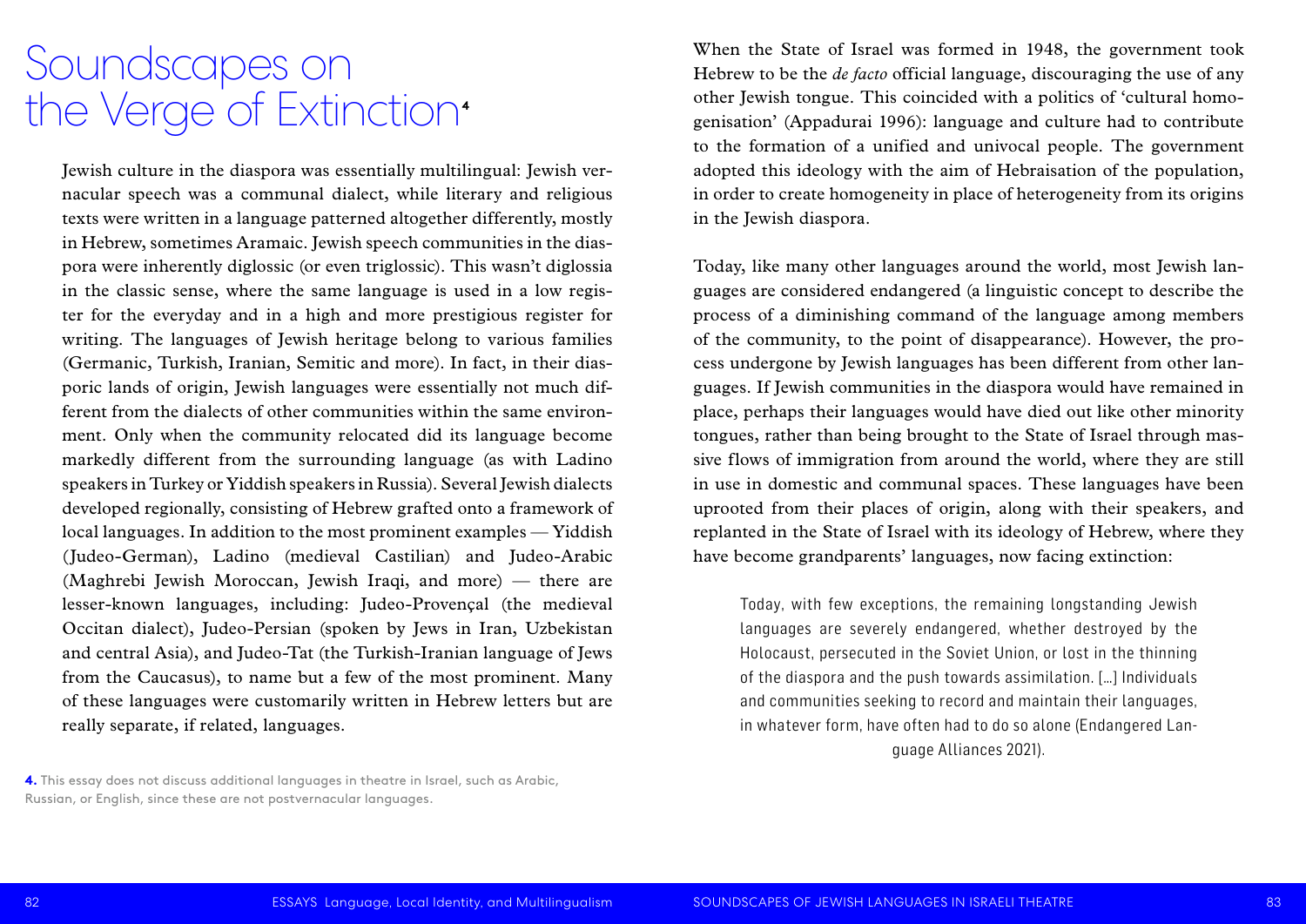# Soundscapes on the Verge of Extinction[4]

Jewish culture in the diaspora was essentially multilingual: Jewish vernacular speech was a communal dialect, while literary and religious texts were written in a language patterned altogether differently, mostly in Hebrew, sometimes Aramaic. Jewish speech communities in the diaspora were inherently diglossic (or even triglossic). This wasn't diglossia in the classic sense, where the same language is used in a low register for the everyday and in a high and more prestigious register for writing. The languages of Jewish heritage belong to various families (Germanic, Turkish, Iranian, Semitic and more). In fact, in their diasporic lands of origin, Jewish languages were essentially not much different from the dialects of other communities within the same environment. Only when the community relocated did its language become markedly different from the surrounding language (as with Ladino speakers in Turkey or Yiddish speakers in Russia). Several Jewish dialects developed regionally, consisting of Hebrew grafted onto a framework of local languages. In addition to the most prominent examples — Yiddish (Judeo-German), Ladino (medieval Castilian) and Judeo-Arabic (Maghrebi Jewish Moroccan, Jewish Iraqi, and more) — there are lesser-known languages, including: Judeo-Provençal (the medieval Occitan dialect), Judeo-Persian (spoken by Jews in Iran, Uzbekistan and central Asia), and Judeo-Tat (the Turkish-Iranian language of Jews from the Caucasus), to name but a few of the most prominent. Many of these languages were customarily written in Hebrew letters but are really separate, if related, languages.

When the State of Israel was formed in 1948, the government took Hebrew to be the *de facto* official language, discouraging the use of any other Jewish tongue. This coincided with a politics of 'cultural homogenisation' (Appadurai 1996): language and culture had to contribute to the formation of a unified and univocal people. The government adopted this ideology with the aim of Hebraisation of the population, in order to create homogeneity in place of heterogeneity from its origins in the Jewish diaspora.

Today, like many other languages around the world, most Jewish languages are considered endangered (a linguistic concept to describe the process of a diminishing command of the language among members of the community, to the point of disappearance). However, the process undergone by Jewish languages has been different from other languages. If Jewish communities in the diaspora would have remained in place, perhaps their languages would have died out like other minority tongues, rather than being brought to the State of Israel through massive flows of immigration from around the world, where they are still in use in domestic and communal spaces. These languages have been uprooted from their places of origin, along with their speakers, and replanted in the State of Israel with its ideology of Hebrew, where they have become grandparents' languages, now facing extinction:

> Today, with few exceptions, the remaining longstanding Jewish languages are severely endangered, whether destroyed by the Holocaust, persecuted in the Soviet Union, or lost in the thinning of the diaspora and the push towards assimilation. […] Individuals and communities seeking to record and maintain their languages, in whatever form, have often had to do so alone (Endangered Language Alliances 2021).

**4.** This essay does not discuss additional languages in theatre in Israel, such as Arabic, Russian, or English, since these are not postvernacular languages.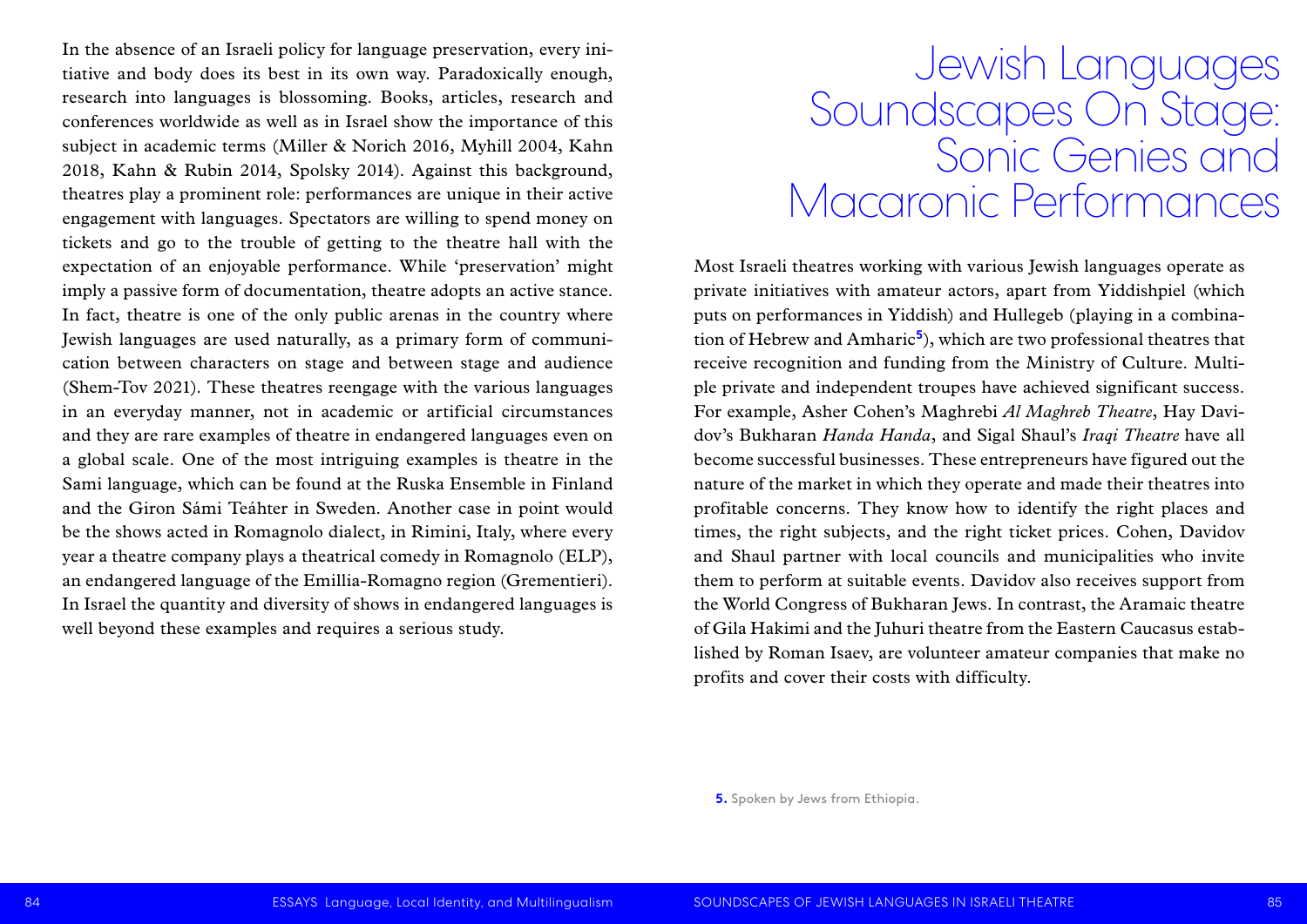In the absence of an Israeli policy for language preservation, every initiative and body does its best in its own way. Paradoxically enough, research into languages is blossoming. Books, articles, research and conferences worldwide as well as in Israel show the importance of this subject in academic terms (Miller & Norich 2016, Myhill 2004, Kahn 2018, Kahn & Rubin 2014, Spolsky 2014). Against this background, theatres play a prominent role: performances are unique in their active engagement with languages. Spectators are willing to spend money on tickets and go to the trouble of getting to the theatre hall with the expectation of an enjoyable performance. While 'preservation' might imply a passive form of documentation, theatre adopts an active stance. In fact, theatre is one of the only public arenas in the country where Jewish languages are used naturally, as a primary form of communication between characters on stage and between stage and audience (Shem-Tov 2021). These theatres reengage with the various languages in an everyday manner, not in academic or artificial circumstances and they are rare examples of theatre in endangered languages even on a global scale. One of the most intriguing examples is theatre in the Sami language, which can be found at the Ruska Ensemble in Finland and the Giron Sámi Teáhter in Sweden. Another case in point would be the shows acted in Romagnolo dialect, in Rimini, Italy, where every year a theatre company plays a theatrical comedy in Romagnolo (ELP), an endangered language of the Emillia-Romagno region (Grementieri). In Israel the quantity and diversity of shows in endangered languages is well beyond these examples and requires a serious study.

# Jewish Languages Soundscapes On Stage: Sonic Genies and Macaronic Performances

Most Israeli theatres working with various Jewish languages operate as private initiatives with amateur actors, apart from Yiddishpiel (which puts on performances in Yiddish) and Hullegeb (playing in a combination of Hebrew and Amharic[5]), which are two professional theatres that receive recognition and funding from the Ministry of Culture. Multiple private and independent troupes have achieved significant success. For example, Asher Cohen's Maghrebi *Al Maghreb Theatre*, Hay Davidov's Bukharan *Handa Handa*, and Sigal Shaul's *Iraqi Theatre* have all become successful businesses. These entrepreneurs have figured out the nature of the market in which they operate and made their theatres into profitable concerns. They know how to identify the right places and times, the right subjects, and the right ticket prices. Cohen, Davidov and Shaul partner with local councils and municipalities who invite them to perform at suitable events. Davidov also receives support from the World Congress of Bukharan Jews. In contrast, the Aramaic theatre of Gila Hakimi and the Juhuri theatre from the Eastern Caucasus established by Roman Isaev, are volunteer amateur companies that make no profits and cover their costs with difficulty.

**5.** Spoken by Jews from Ethiopia.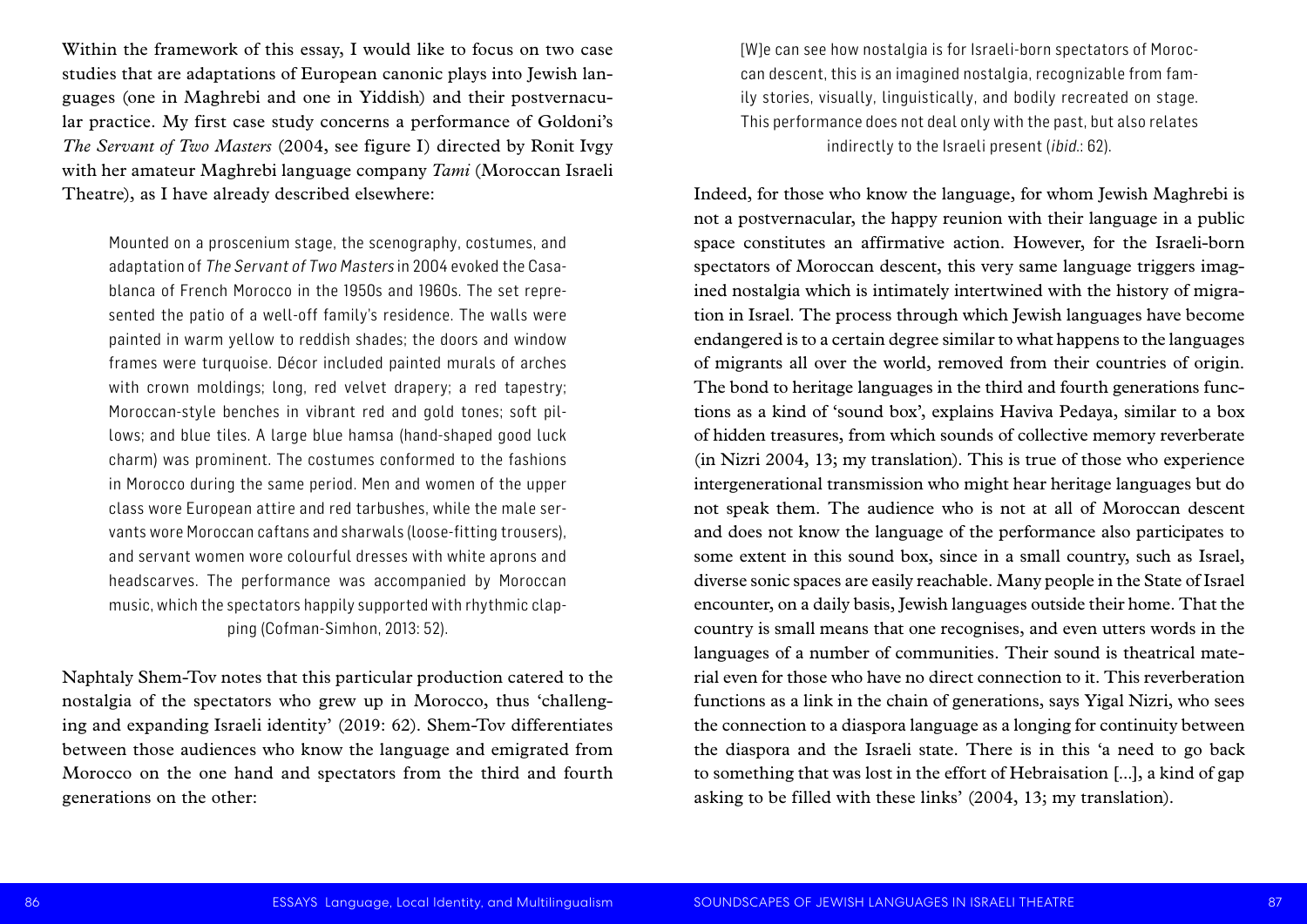Within the framework of this essay, I would like to focus on two case studies that are adaptations of European canonic plays into Jewish languages (one in Maghrebi and one in Yiddish) and their postvernacular practice. My first case study concerns a performance of Goldoni's *The Servant of Two Masters* (2004, see figure I) directed by Ronit Ivgy with her amateur Maghrebi language company *Tami* (Moroccan Israeli Theatre), as I have already described elsewhere:

> Mounted on a proscenium stage, the scenography, costumes, and adaptation of *The Servant of Two Masters* in 2004 evoked the Casablanca of French Morocco in the 1950s and 1960s. The set represented the patio of a well-off family's residence. The walls were painted in warm yellow to reddish shades; the doors and window frames were turquoise. Décor included painted murals of arches with crown moldings; long, red velvet drapery; a red tapestry; Moroccan-style benches in vibrant red and gold tones; soft pillows; and blue tiles. A large blue hamsa (hand-shaped good luck charm) was prominent. The costumes conformed to the fashions in Morocco during the same period. Men and women of the upper class wore European attire and red tarbushes, while the male servants wore Moroccan caftans and sharwals (loose-fitting trousers), and servant women wore colourful dresses with white aprons and headscarves. The performance was accompanied by Moroccan music, which the spectators happily supported with rhythmic clapping (Cofman-Simhon, 2013: 52).

Naphtaly Shem-Tov notes that this particular production catered to the nostalgia of the spectators who grew up in Morocco, thus 'challenging and expanding Israeli identity' (2019: 62). Shem-Tov differentiates between those audiences who know the language and emigrated from Morocco on the one hand and spectators from the third and fourth generations on the other:

> [W]e can see how nostalgia is for Israeli-born spectators of Moroccan descent, this is an imagined nostalgia, recognizable from family stories, visually, linguistically, and bodily recreated on stage. This performance does not deal only with the past, but also relates indirectly to the Israeli present (*ibid.*: 62).

Indeed, for those who know the language, for whom Jewish Maghrebi is not a postvernacular, the happy reunion with their language in a public space constitutes an affirmative action. However, for the Israeli-born spectators of Moroccan descent, this very same language triggers imagined nostalgia which is intimately intertwined with the history of migration in Israel. The process through which Jewish languages have become endangered is to a certain degree similar to what happens to the languages of migrants all over the world, removed from their countries of origin. The bond to heritage languages in the third and fourth generations functions as a kind of 'sound box', explains Haviva Pedaya, similar to a box of hidden treasures, from which sounds of collective memory reverberate (in Nizri 2004, 13; my translation). This is true of those who experience intergenerational transmission who might hear heritage languages but do not speak them. The audience who is not at all of Moroccan descent and does not know the language of the performance also participates to some extent in this sound box, since in a small country, such as Israel, diverse sonic spaces are easily reachable. Many people in the State of Israel encounter, on a daily basis, Jewish languages outside their home. That the country is small means that one recognises, and even utters words in the languages of a number of communities. Their sound is theatrical material even for those who have no direct connection to it. This reverberation functions as a link in the chain of generations, says Yigal Nizri, who sees the connection to a diaspora language as a longing for continuity between the diaspora and the Israeli state. There is in this 'a need to go back to something that was lost in the effort of Hebraisation [...], a kind of gap asking to be filled with these links' (2004, 13; my translation).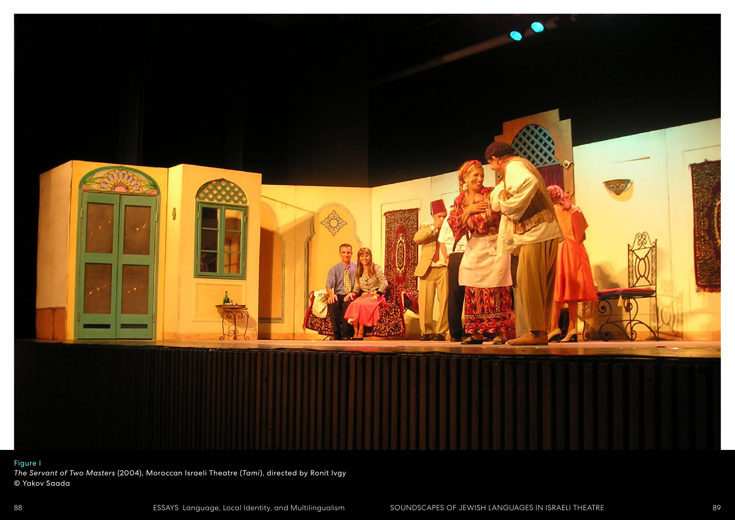Figure I
*The Servant of Two Masters* (2004), Moroccan Israeli Theatre (*Tami*), directed by Ronit Ivgy
© Yakov Saada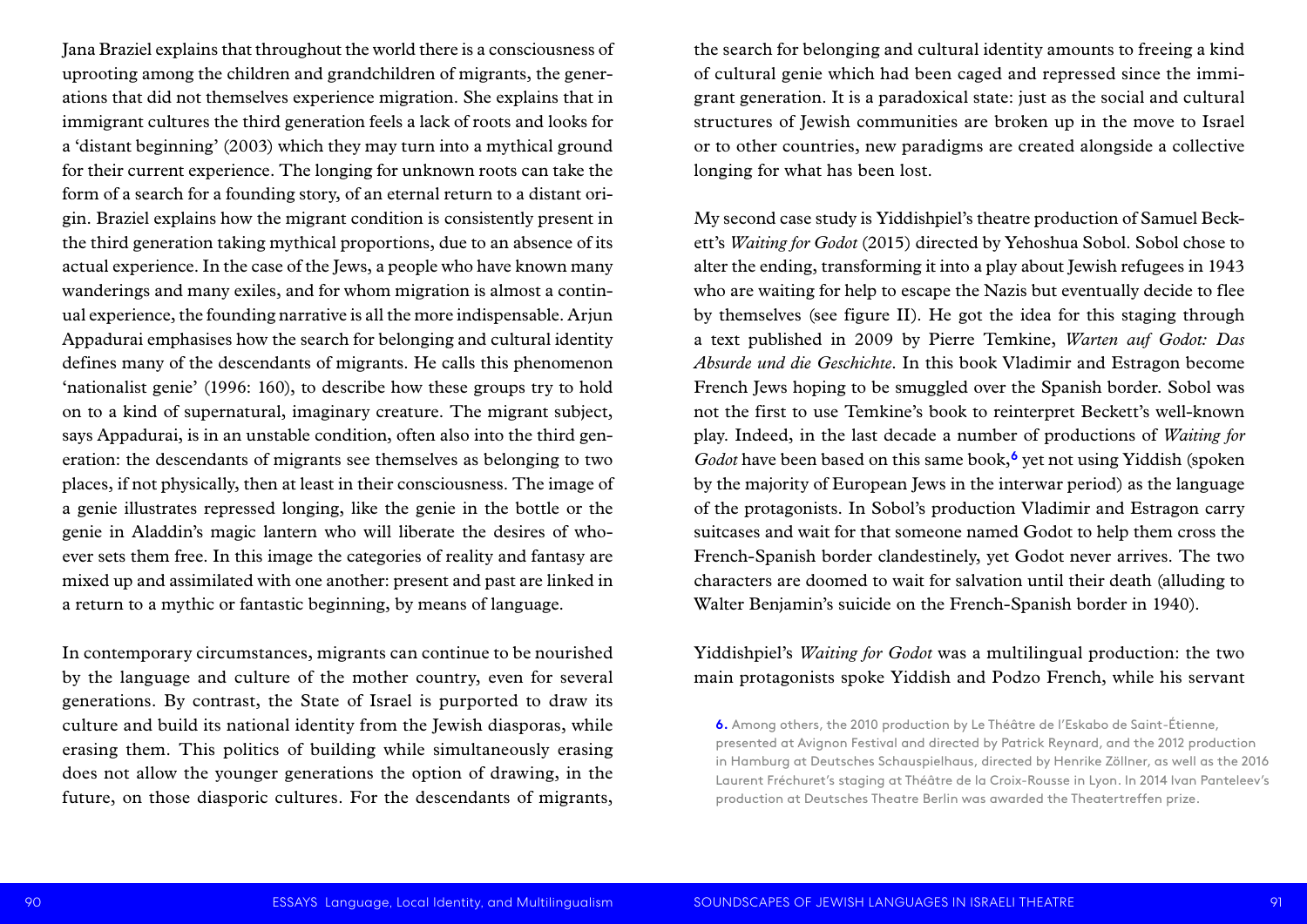Jana Braziel explains that throughout the world there is a consciousness of uprooting among the children and grandchildren of migrants, the generations that did not themselves experience migration. She explains that in immigrant cultures the third generation feels a lack of roots and looks for a 'distant beginning' (2003) which they may turn into a mythical ground for their current experience. The longing for unknown roots can take the form of a search for a founding story, of an eternal return to a distant origin. Braziel explains how the migrant condition is consistently present in the third generation taking mythical proportions, due to an absence of its actual experience. In the case of the Jews, a people who have known many wanderings and many exiles, and for whom migration is almost a continual experience, the founding narrative is all the more indispensable. Arjun Appadurai emphasises how the search for belonging and cultural identity defines many of the descendants of migrants. He calls this phenomenon 'nationalist genie' (1996: 160), to describe how these groups try to hold on to a kind of supernatural, imaginary creature. The migrant subject, says Appadurai, is in an unstable condition, often also into the third generation: the descendants of migrants see themselves as belonging to two places, if not physically, then at least in their consciousness. The image of a genie illustrates repressed longing, like the genie in the bottle or the genie in Aladdin's magic lantern who will liberate the desires of whoever sets them free. In this image the categories of reality and fantasy are mixed up and assimilated with one another: present and past are linked in a return to a mythic or fantastic beginning, by means of language.

In contemporary circumstances, migrants can continue to be nourished by the language and culture of the mother country, even for several generations. By contrast, the State of Israel is purported to draw its culture and build its national identity from the Jewish diasporas, while erasing them. This politics of building while simultaneously erasing does not allow the younger generations the option of drawing, in the future, on those diasporic cultures. For the descendants of migrants, the search for belonging and cultural identity amounts to freeing a kind of cultural genie which had been caged and repressed since the immigrant generation. It is a paradoxical state: just as the social and cultural structures of Jewish communities are broken up in the move to Israel or to other countries, new paradigms are created alongside a collective longing for what has been lost.

My second case study is Yiddishpiel's theatre production of Samuel Beckett's *Waiting for Godot* (2015) directed by Yehoshua Sobol. Sobol chose to alter the ending, transforming it into a play about Jewish refugees in 1943 who are waiting for help to escape the Nazis but eventually decide to flee by themselves (see figure II). He got the idea for this staging through a text published in 2009 by Pierre Temkine, *Warten auf Godot: Das Absurde und die Geschichte*. In this book Vladimir and Estragon become French Jews hoping to be smuggled over the Spanish border. Sobol was not the first to use Temkine's book to reinterpret Beckett's well-known play. Indeed, in the last decade a number of productions of *Waiting for Godot* have been based on this same book,[6] yet not using Yiddish (spoken by the majority of European Jews in the interwar period) as the language of the protagonists. In Sobol's production Vladimir and Estragon carry suitcases and wait for that someone named Godot to help them cross the French-Spanish border clandestinely, yet Godot never arrives. The two characters are doomed to wait for salvation until their death (alluding to Walter Benjamin's suicide on the French-Spanish border in 1940).

Yiddishpiel's *Waiting for Godot* was a multilingual production: the two main protagonists spoke Yiddish and Podzo French, while his servant

6. Among others, the 2010 production by Le Théâtre de l'Eskabo de Saint-Étienne, presented at Avignon Festival and directed by Patrick Reynard, and the 2012 production in Hamburg at Deutsches Schauspielhaus, directed by Henrike Zöllner, as well as the 2016 Laurent Fréchuret's staging at Théâtre de la Croix-Rousse in Lyon. In 2014 Ivan Panteleev's production at Deutsches Theatre Berlin was awarded the Theatertreffen prize.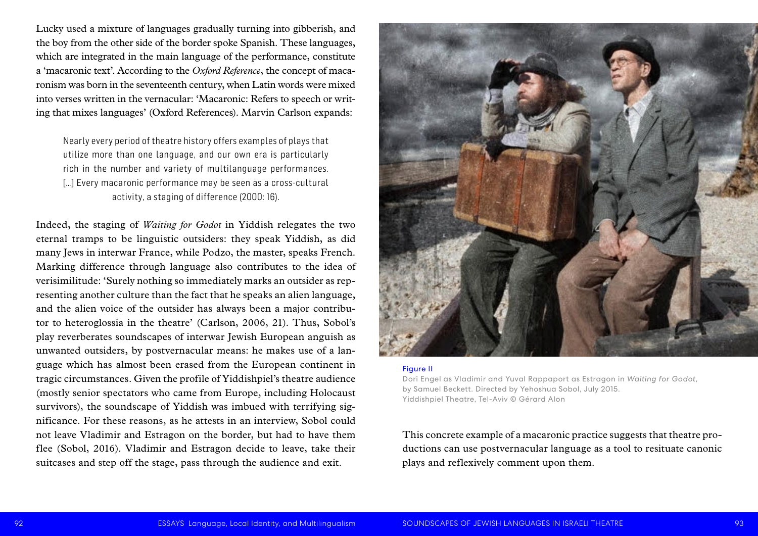Lucky used a mixture of languages gradually turning into gibberish, and the boy from the other side of the border spoke Spanish. These languages, which are integrated in the main language of the performance, constitute a 'macaronic text'. According to the *Oxford Reference*, the concept of macaronism was born in the seventeenth century, when Latin words were mixed into verses written in the vernacular: 'Macaronic: Refers to speech or writing that mixes languages' (Oxford References). Marvin Carlson expands:

> Nearly every period of theatre history offers examples of plays that utilize more than one language, and our own era is particularly rich in the number and variety of multilanguage performances. [...] Every macaronic performance may be seen as a cross-cultural activity, a staging of difference (2000: 16).

Indeed, the staging of *Waiting for Godot* in Yiddish relegates the two eternal tramps to be linguistic outsiders: they speak Yiddish, as did many Jews in interwar France, while Podzo, the master, speaks French. Marking difference through language also contributes to the idea of verisimilitude: 'Surely nothing so immediately marks an outsider as representing another culture than the fact that he speaks an alien language, and the alien voice of the outsider has always been a major contributor to heteroglossia in the theatre' (Carlson, 2006, 21). Thus, Sobol's play reverberates soundscapes of interwar Jewish European anguish as unwanted outsiders, by postvernacular means: he makes use of a language which has almost been erased from the European continent in tragic circumstances. Given the profile of Yiddishpiel's theatre audience (mostly senior spectators who came from Europe, including Holocaust survivors), the soundscape of Yiddish was imbued with terrifying significance. For these reasons, as he attests in an interview, Sobol could not leave Vladimir and Estragon on the border, but had to have them flee (Sobol, 2016). Vladimir and Estragon decide to leave, take their suitcases and step off the stage, pass through the audience and exit.

Figure II
Dori Engel as Vladimir and Yuval Rappaport as Estragon in *Waiting for Godot*, by Samuel Beckett. Directed by Yehoshua Sobol, July 2015. Yiddishpiel Theatre, Tel-Aviv © Gérard Alon

This concrete example of a macaronic practice suggests that theatre productions can use postvernacular language as a tool to resituate canonic plays and reflexively comment upon them.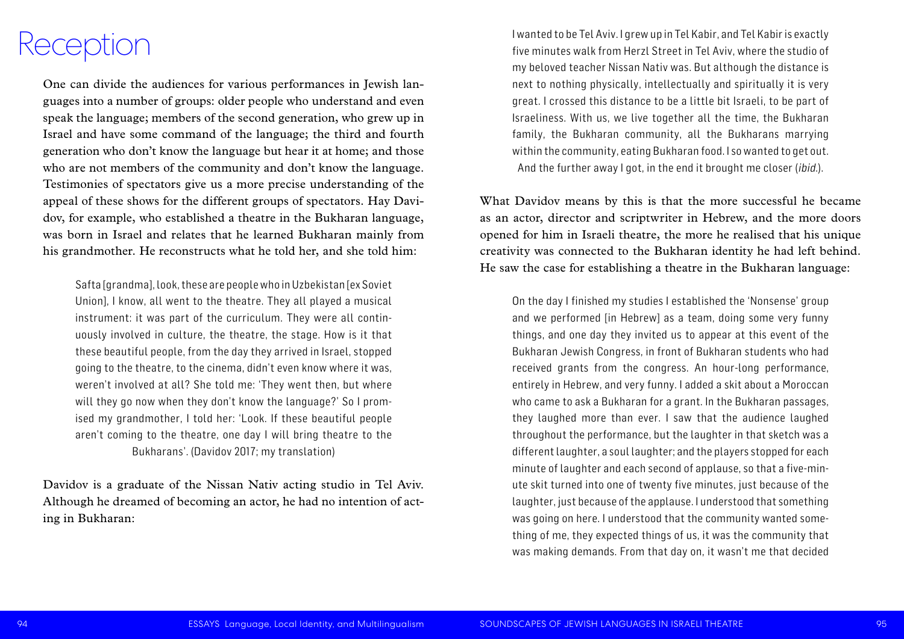# Reception

One can divide the audiences for various performances in Jewish languages into a number of groups: older people who understand and even speak the language; members of the second generation, who grew up in Israel and have some command of the language; the third and fourth generation who don't know the language but hear it at home; and those who are not members of the community and don't know the language. Testimonies of spectators give us a more precise understanding of the appeal of these shows for the different groups of spectators. Hay Davidov, for example, who established a theatre in the Bukharan language, was born in Israel and relates that he learned Bukharan mainly from his grandmother. He reconstructs what he told her, and she told him:

> Safta [grandma], look, these are people who in Uzbekistan [ex Soviet Union], I know, all went to the theatre. They all played a musical instrument: it was part of the curriculum. They were all continuously involved in culture, the theatre, the stage. How is it that these beautiful people, from the day they arrived in Israel, stopped going to the theatre, to the cinema, didn't even know where it was, weren't involved at all? She told me: 'They went then, but where will they go now when they don't know the language?' So I promised my grandmother, I told her: 'Look. If these beautiful people aren't coming to the theatre, one day I will bring theatre to the Bukharans'. (Davidov 2017; my translation)

Davidov is a graduate of the Nissan Nativ acting studio in Tel Aviv. Although he dreamed of becoming an actor, he had no intention of acting in Bukharan:

> I wanted to be Tel Aviv. I grew up in Tel Kabir, and Tel Kabir is exactly five minutes walk from Herzl Street in Tel Aviv, where the studio of my beloved teacher Nissan Nativ was. But although the distance is next to nothing physically, intellectually and spiritually it is very great. I crossed this distance to be a little bit Israeli, to be part of Israeliness. With us, we live together all the time, the Bukharan family, the Bukharan community, all the Bukharans marrying within the community, eating Bukharan food. I so wanted to get out. And the further away I got, in the end it brought me closer (*ibid.*).

What Davidov means by this is that the more successful he became as an actor, director and scriptwriter in Hebrew, and the more doors opened for him in Israeli theatre, the more he realised that his unique creativity was connected to the Bukharan identity he had left behind. He saw the case for establishing a theatre in the Bukharan language:

> On the day I finished my studies I established the 'Nonsense' group and we performed [in Hebrew] as a team, doing some very funny things, and one day they invited us to appear at this event of the Bukharan Jewish Congress, in front of Bukharan students who had received grants from the congress. An hour-long performance, entirely in Hebrew, and very funny. I added a skit about a Moroccan who came to ask a Bukharan for a grant. In the Bukharan passages, they laughed more than ever. I saw that the audience laughed throughout the performance, but the laughter in that sketch was a different laughter, a soul laughter; and the players stopped for each minute of laughter and each second of applause, so that a five-minute skit turned into one of twenty five minutes, just because of the laughter, just because of the applause. I understood that something was going on here. I understood that the community wanted something of me, they expected things of us, it was the community that was making demands. From that day on, it wasn't me that decided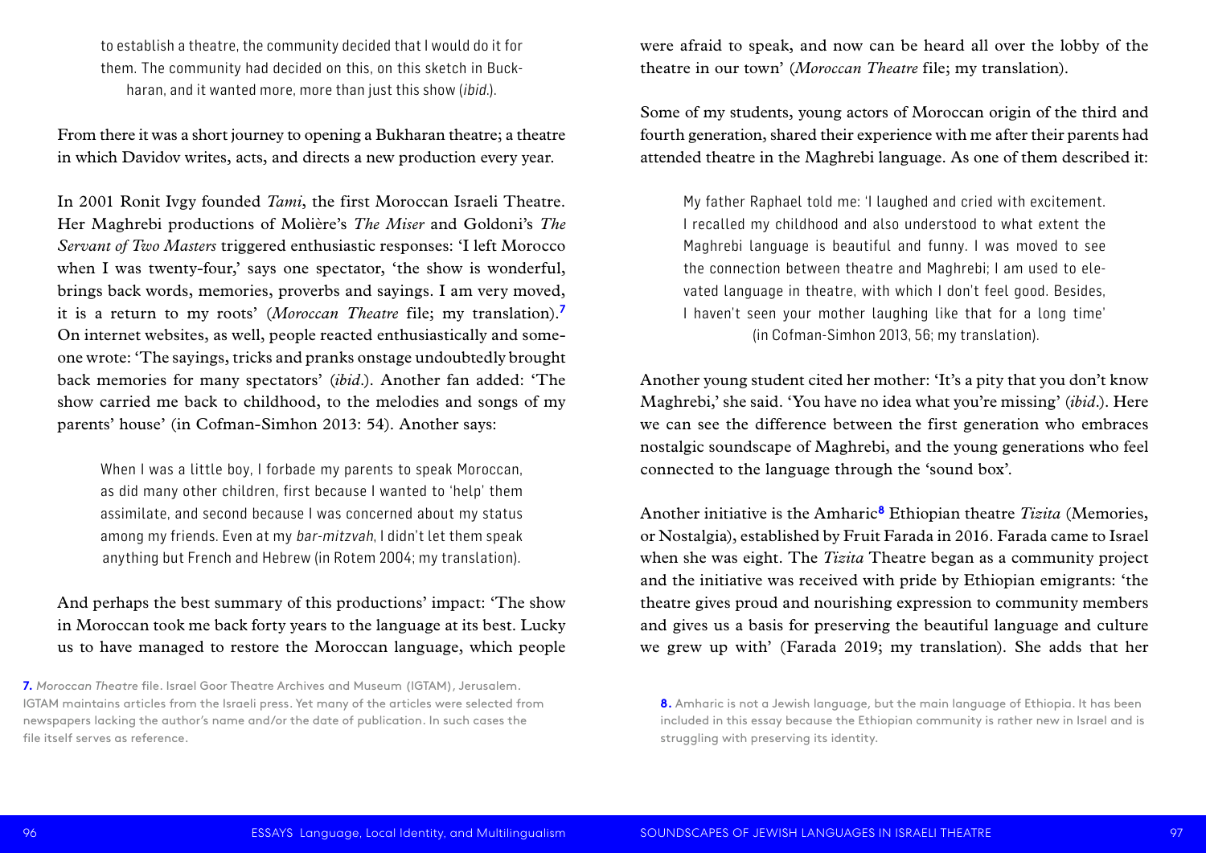> to establish a theatre, the community decided that I would do it for them. The community had decided on this, on this sketch in Buckharan, and it wanted more, more than just this show (*ibid.*).

From there it was a short journey to opening a Bukharan theatre; a theatre in which Davidov writes, acts, and directs a new production every year.

In 2001 Ronit Ivgy founded *Tami*, the first Moroccan Israeli Theatre. Her Maghrebi productions of Molière's *The Miser* and Goldoni's *The Servant of Two Masters* triggered enthusiastic responses: 'I left Morocco when I was twenty-four,' says one spectator, 'the show is wonderful, brings back words, memories, proverbs and sayings. I am very moved, it is a return to my roots' (*Moroccan Theatre* file; my translation).[7] On internet websites, as well, people reacted enthusiastically and someone wrote: 'The sayings, tricks and pranks onstage undoubtedly brought back memories for many spectators' (*ibid.*). Another fan added: 'The show carried me back to childhood, to the melodies and songs of my parents' house' (in Cofman-Simhon 2013: 54). Another says:

> When I was a little boy, I forbade my parents to speak Moroccan, as did many other children, first because I wanted to 'help' them assimilate, and second because I was concerned about my status among my friends. Even at my *bar-mitzvah*, I didn't let them speak anything but French and Hebrew (in Rotem 2004; my translation).

And perhaps the best summary of this productions' impact: 'The show in Moroccan took me back forty years to the language at its best. Lucky us to have managed to restore the Moroccan language, which people were afraid to speak, and now can be heard all over the lobby of the theatre in our town' (*Moroccan Theatre* file; my translation).

Some of my students, young actors of Moroccan origin of the third and fourth generation, shared their experience with me after their parents had attended theatre in the Maghrebi language. As one of them described it:

> My father Raphael told me: 'I laughed and cried with excitement. I recalled my childhood and also understood to what extent the Maghrebi language is beautiful and funny. I was moved to see the connection between theatre and Maghrebi; I am used to elevated language in theatre, with which I don't feel good. Besides, I haven't seen your mother laughing like that for a long time' (in Cofman-Simhon 2013, 56; my translation).

Another young student cited her mother: 'It's a pity that you don't know Maghrebi,' she said. 'You have no idea what you're missing' (*ibid.*). Here we can see the difference between the first generation who embraces nostalgic soundscape of Maghrebi, and the young generations who feel connected to the language through the 'sound box'.

Another initiative is the Amharic[8] Ethiopian theatre *Tizita* (Memories, or Nostalgia), established by Fruit Farada in 2016. Farada came to Israel when she was eight. The *Tizita* Theatre began as a community project and the initiative was received with pride by Ethiopian emigrants: 'the theatre gives proud and nourishing expression to community members and gives us a basis for preserving the beautiful language and culture we grew up with' (Farada 2019; my translation). She adds that her

**7.** *Moroccan Theatre* file. Israel Goor Theatre Archives and Museum (IGTAM), Jerusalem. IGTAM maintains articles from the Israeli press. Yet many of the articles were selected from newspapers lacking the author's name and/or the date of publication. In such cases the file itself serves as reference.

**8.** Amharic is not a Jewish language, but the main language of Ethiopia. It has been included in this essay because the Ethiopian community is rather new in Israel and is struggling with preserving its identity.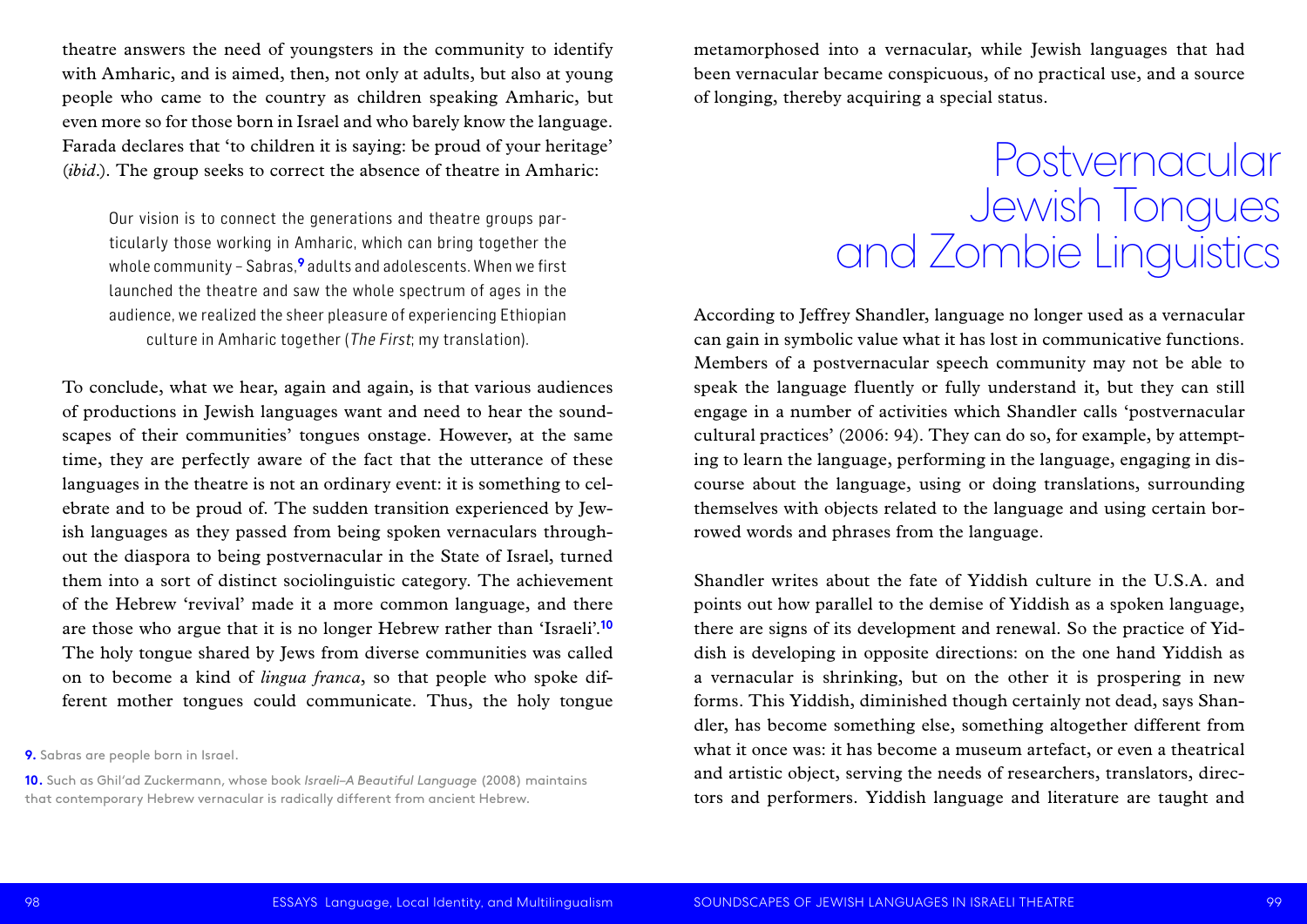theatre answers the need of youngsters in the community to identify with Amharic, and is aimed, then, not only at adults, but also at young people who came to the country as children speaking Amharic, but even more so for those born in Israel and who barely know the language. Farada declares that 'to children it is saying: be proud of your heritage' (*ibid*.). The group seeks to correct the absence of theatre in Amharic:

> Our vision is to connect the generations and theatre groups particularly those working in Amharic, which can bring together the whole community – Sabras,[9] adults and adolescents. When we first launched the theatre and saw the whole spectrum of ages in the audience, we realized the sheer pleasure of experiencing Ethiopian culture in Amharic together (*The First*; my translation).

To conclude, what we hear, again and again, is that various audiences of productions in Jewish languages want and need to hear the soundscapes of their communities' tongues onstage. However, at the same time, they are perfectly aware of the fact that the utterance of these languages in the theatre is not an ordinary event: it is something to celebrate and to be proud of. The sudden transition experienced by Jewish languages as they passed from being spoken vernaculars throughout the diaspora to being postvernacular in the State of Israel, turned them into a sort of distinct sociolinguistic category. The achievement of the Hebrew 'revival' made it a more common language, and there are those who argue that it is no longer Hebrew rather than 'Israeli'.[10] The holy tongue shared by Jews from diverse communities was called on to become a kind of *lingua franca*, so that people who spoke different mother tongues could communicate. Thus, the holy tongue metamorphosed into a vernacular, while Jewish languages that had been vernacular became conspicuous, of no practical use, and a source of longing, thereby acquiring a special status.

## Postvernacular Jewish Tongues and Zombie Linguistics

According to Jeffrey Shandler, language no longer used as a vernacular can gain in symbolic value what it has lost in communicative functions. Members of a postvernacular speech community may not be able to speak the language fluently or fully understand it, but they can still engage in a number of activities which Shandler calls 'postvernacular cultural practices' (2006: 94). They can do so, for example, by attempting to learn the language, performing in the language, engaging in discourse about the language, using or doing translations, surrounding themselves with objects related to the language and using certain borrowed words and phrases from the language.

Shandler writes about the fate of Yiddish culture in the U.S.A. and points out how parallel to the demise of Yiddish as a spoken language, there are signs of its development and renewal. So the practice of Yiddish is developing in opposite directions: on the one hand Yiddish as a vernacular is shrinking, but on the other it is prospering in new forms. This Yiddish, diminished though certainly not dead, says Shandler, has become something else, something altogether different from what it once was: it has become a museum artefact, or even a theatrical and artistic object, serving the needs of researchers, translators, directors and performers. Yiddish language and literature are taught and

---

**9.** Sabras are people born in Israel.

**10.** Such as Ghil'ad Zuckermann, whose book *Israeli–A Beautiful Language* (2008) maintains that contemporary Hebrew vernacular is radically different from ancient Hebrew.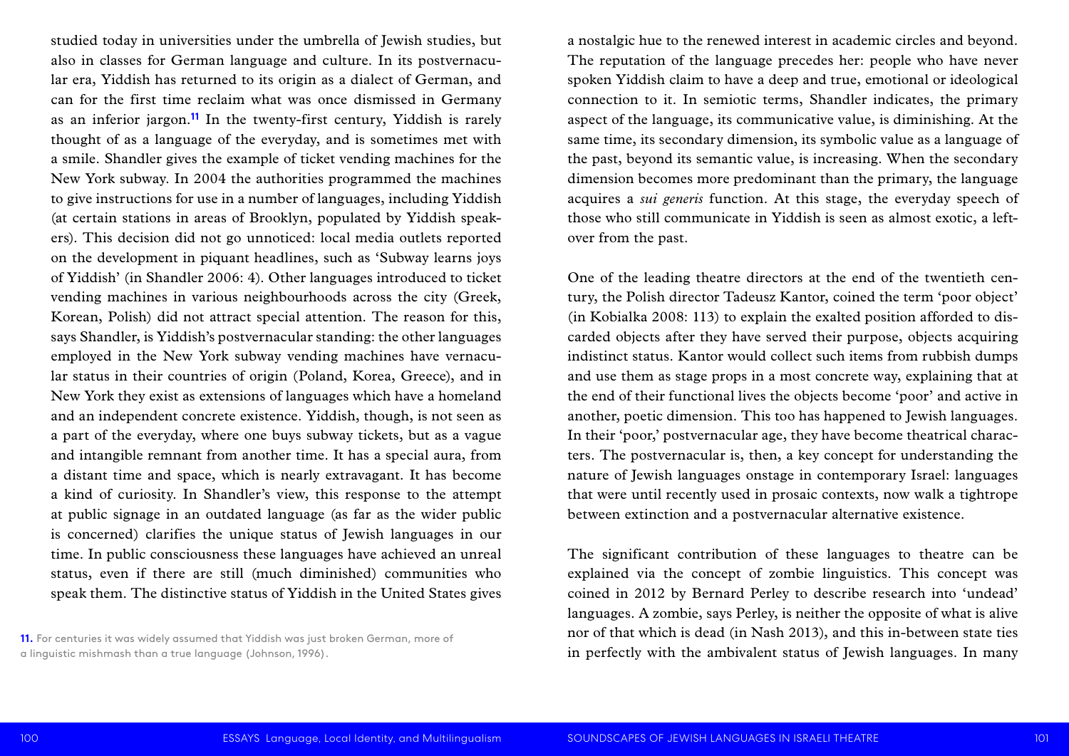studied today in universities under the umbrella of Jewish studies, but also in classes for German language and culture. In its postvernacular era, Yiddish has returned to its origin as a dialect of German, and can for the first time reclaim what was once dismissed in Germany as an inferior jargon.[11] In the twenty-first century, Yiddish is rarely thought of as a language of the everyday, and is sometimes met with a smile. Shandler gives the example of ticket vending machines for the New York subway. In 2004 the authorities programmed the machines to give instructions for use in a number of languages, including Yiddish (at certain stations in areas of Brooklyn, populated by Yiddish speakers). This decision did not go unnoticed: local media outlets reported on the development in piquant headlines, such as 'Subway learns joys of Yiddish' (in Shandler 2006: 4). Other languages introduced to ticket vending machines in various neighbourhoods across the city (Greek, Korean, Polish) did not attract special attention. The reason for this, says Shandler, is Yiddish's postvernacular standing: the other languages employed in the New York subway vending machines have vernacular status in their countries of origin (Poland, Korea, Greece), and in New York they exist as extensions of languages which have a homeland and an independent concrete existence. Yiddish, though, is not seen as a part of the everyday, where one buys subway tickets, but as a vague and intangible remnant from another time. It has a special aura, from a distant time and space, which is nearly extravagant. It has become a kind of curiosity. In Shandler's view, this response to the attempt at public signage in an outdated language (as far as the wider public is concerned) clarifies the unique status of Jewish languages in our time. In public consciousness these languages have achieved an unreal status, even if there are still (much diminished) communities who speak them. The distinctive status of Yiddish in the United States gives a nostalgic hue to the renewed interest in academic circles and beyond. The reputation of the language precedes her: people who have never spoken Yiddish claim to have a deep and true, emotional or ideological connection to it. In semiotic terms, Shandler indicates, the primary aspect of the language, its communicative value, is diminishing. At the same time, its secondary dimension, its symbolic value as a language of the past, beyond its semantic value, is increasing. When the secondary dimension becomes more predominant than the primary, the language acquires a *sui generis* function. At this stage, the everyday speech of those who still communicate in Yiddish is seen as almost exotic, a leftover from the past.

One of the leading theatre directors at the end of the twentieth century, the Polish director Tadeusz Kantor, coined the term 'poor object' (in Kobialka 2008: 113) to explain the exalted position afforded to discarded objects after they have served their purpose, objects acquiring indistinct status. Kantor would collect such items from rubbish dumps and use them as stage props in a most concrete way, explaining that at the end of their functional lives the objects become 'poor' and active in another, poetic dimension. This too has happened to Jewish languages. In their 'poor,' postvernacular age, they have become theatrical characters. The postvernacular is, then, a key concept for understanding the nature of Jewish languages onstage in contemporary Israel: languages that were until recently used in prosaic contexts, now walk a tightrope between extinction and a postvernacular alternative existence.

The significant contribution of these languages to theatre can be explained via the concept of zombie linguistics. This concept was coined in 2012 by Bernard Perley to describe research into 'undead' languages. A zombie, says Perley, is neither the opposite of what is alive nor of that which is dead (in Nash 2013), and this in-between state ties in perfectly with the ambivalent status of Jewish languages. In many

11. For centuries it was widely assumed that Yiddish was just broken German, more of a linguistic mishmash than a true language (Johnson, 1996).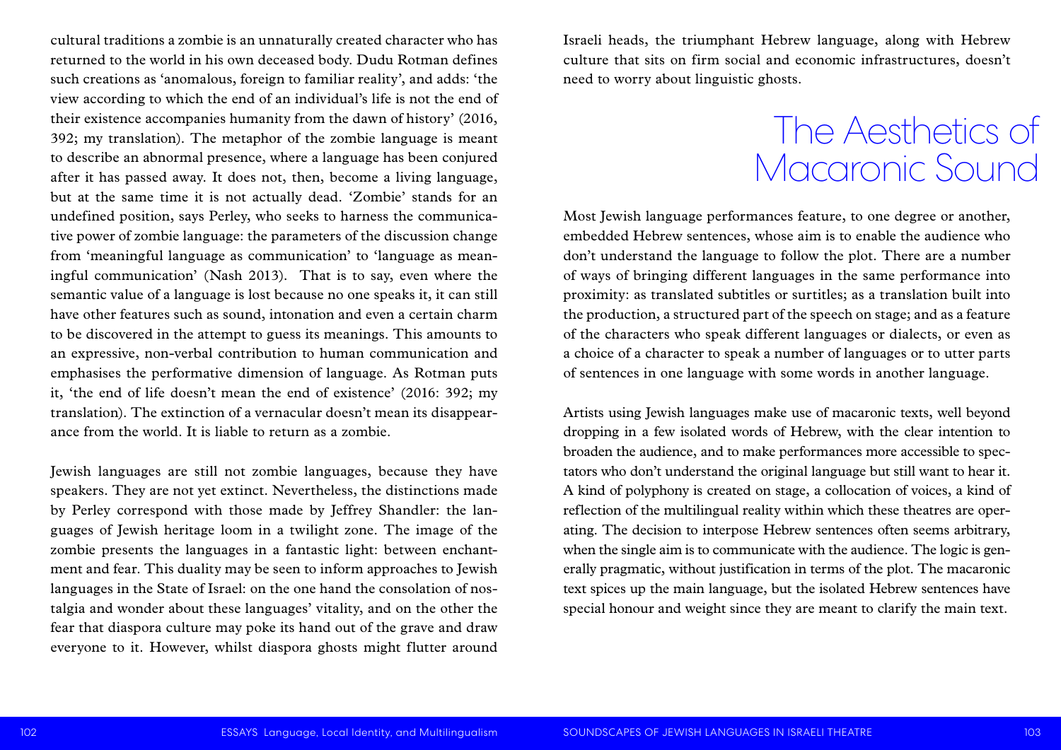cultural traditions a zombie is an unnaturally created character who has returned to the world in his own deceased body. Dudu Rotman defines such creations as 'anomalous, foreign to familiar reality', and adds: 'the view according to which the end of an individual's life is not the end of their existence accompanies humanity from the dawn of history' (2016, 392; my translation). The metaphor of the zombie language is meant to describe an abnormal presence, where a language has been conjured after it has passed away. It does not, then, become a living language, but at the same time it is not actually dead. 'Zombie' stands for an undefined position, says Perley, who seeks to harness the communicative power of zombie language: the parameters of the discussion change from 'meaningful language as communication' to 'language as meaningful communication' (Nash 2013). That is to say, even where the semantic value of a language is lost because no one speaks it, it can still have other features such as sound, intonation and even a certain charm to be discovered in the attempt to guess its meanings. This amounts to an expressive, non-verbal contribution to human communication and emphasises the performative dimension of language. As Rotman puts it, 'the end of life doesn't mean the end of existence' (2016: 392; my translation). The extinction of a vernacular doesn't mean its disappearance from the world. It is liable to return as a zombie.

Jewish languages are still not zombie languages, because they have speakers. They are not yet extinct. Nevertheless, the distinctions made by Perley correspond with those made by Jeffrey Shandler: the languages of Jewish heritage loom in a twilight zone. The image of the zombie presents the languages in a fantastic light: between enchantment and fear. This duality may be seen to inform approaches to Jewish languages in the State of Israel: on the one hand the consolation of nostalgia and wonder about these languages' vitality, and on the other the fear that diaspora culture may poke its hand out of the grave and draw everyone to it. However, whilst diaspora ghosts might flutter around Israeli heads, the triumphant Hebrew language, along with Hebrew culture that sits on firm social and economic infrastructures, doesn't need to worry about linguistic ghosts.

## The Aesthetics of Macaronic Sound

Most Jewish language performances feature, to one degree or another, embedded Hebrew sentences, whose aim is to enable the audience who don't understand the language to follow the plot. There are a number of ways of bringing different languages in the same performance into proximity: as translated subtitles or surtitles; as a translation built into the production, a structured part of the speech on stage; and as a feature of the characters who speak different languages or dialects, or even as a choice of a character to speak a number of languages or to utter parts of sentences in one language with some words in another language.

Artists using Jewish languages make use of macaronic texts, well beyond dropping in a few isolated words of Hebrew, with the clear intention to broaden the audience, and to make performances more accessible to spectators who don't understand the original language but still want to hear it. A kind of polyphony is created on stage, a collocation of voices, a kind of reflection of the multilingual reality within which these theatres are operating. The decision to interpose Hebrew sentences often seems arbitrary, when the single aim is to communicate with the audience. The logic is generally pragmatic, without justification in terms of the plot. The macaronic text spices up the main language, but the isolated Hebrew sentences have special honour and weight since they are meant to clarify the main text.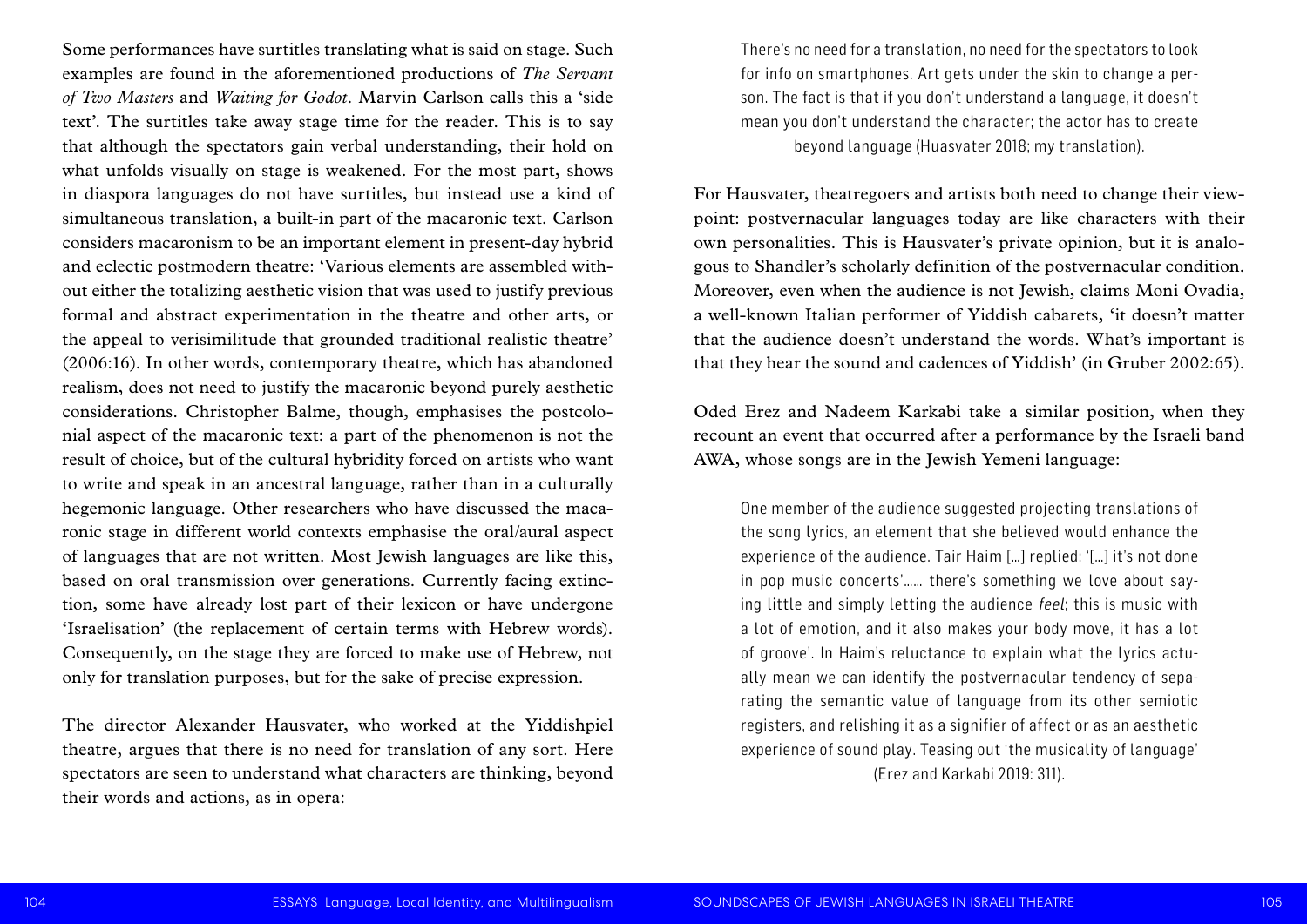Some performances have surtitles translating what is said on stage. Such examples are found in the aforementioned productions of *The Servant of Two Masters* and *Waiting for Godot*. Marvin Carlson calls this a 'side text'. The surtitles take away stage time for the reader. This is to say that although the spectators gain verbal understanding, their hold on what unfolds visually on stage is weakened. For the most part, shows in diaspora languages do not have surtitles, but instead use a kind of simultaneous translation, a built-in part of the macaronic text. Carlson considers macaronism to be an important element in present-day hybrid and eclectic postmodern theatre: 'Various elements are assembled without either the totalizing aesthetic vision that was used to justify previous formal and abstract experimentation in the theatre and other arts, or the appeal to verisimilitude that grounded traditional realistic theatre' (2006:16). In other words, contemporary theatre, which has abandoned realism, does not need to justify the macaronic beyond purely aesthetic considerations. Christopher Balme, though, emphasises the postcolonial aspect of the macaronic text: a part of the phenomenon is not the result of choice, but of the cultural hybridity forced on artists who want to write and speak in an ancestral language, rather than in a culturally hegemonic language. Other researchers who have discussed the macaronic stage in different world contexts emphasise the oral/aural aspect of languages that are not written. Most Jewish languages are like this, based on oral transmission over generations. Currently facing extinction, some have already lost part of their lexicon or have undergone 'Israelisation' (the replacement of certain terms with Hebrew words). Consequently, on the stage they are forced to make use of Hebrew, not only for translation purposes, but for the sake of precise expression.

The director Alexander Hausvater, who worked at the Yiddishpiel theatre, argues that there is no need for translation of any sort. Here spectators are seen to understand what characters are thinking, beyond their words and actions, as in opera:

> There's no need for a translation, no need for the spectators to look for info on smartphones. Art gets under the skin to change a person. The fact is that if you don't understand a language, it doesn't mean you don't understand the character; the actor has to create beyond language (Huasvater 2018; my translation).

For Hausvater, theatregoers and artists both need to change their viewpoint: postvernacular languages today are like characters with their own personalities. This is Hausvater's private opinion, but it is analogous to Shandler's scholarly definition of the postvernacular condition. Moreover, even when the audience is not Jewish, claims Moni Ovadia, a well-known Italian performer of Yiddish cabarets, 'it doesn't matter that the audience doesn't understand the words. What's important is that they hear the sound and cadences of Yiddish' (in Gruber 2002:65).

Oded Erez and Nadeem Karkabi take a similar position, when they recount an event that occurred after a performance by the Israeli band AWA, whose songs are in the Jewish Yemeni language:

> One member of the audience suggested projecting translations of the song lyrics, an element that she believed would enhance the experience of the audience. Tair Haim […] replied: '[…] it's not done in pop music concerts'…… there's something we love about saying little and simply letting the audience *feel*; this is music with a lot of emotion, and it also makes your body move, it has a lot of groove'. In Haim's reluctance to explain what the lyrics actually mean we can identify the postvernacular tendency of separating the semantic value of language from its other semiotic registers, and relishing it as a signifier of affect or as an aesthetic experience of sound play. Teasing out 'the musicality of language' (Erez and Karkabi 2019: 311).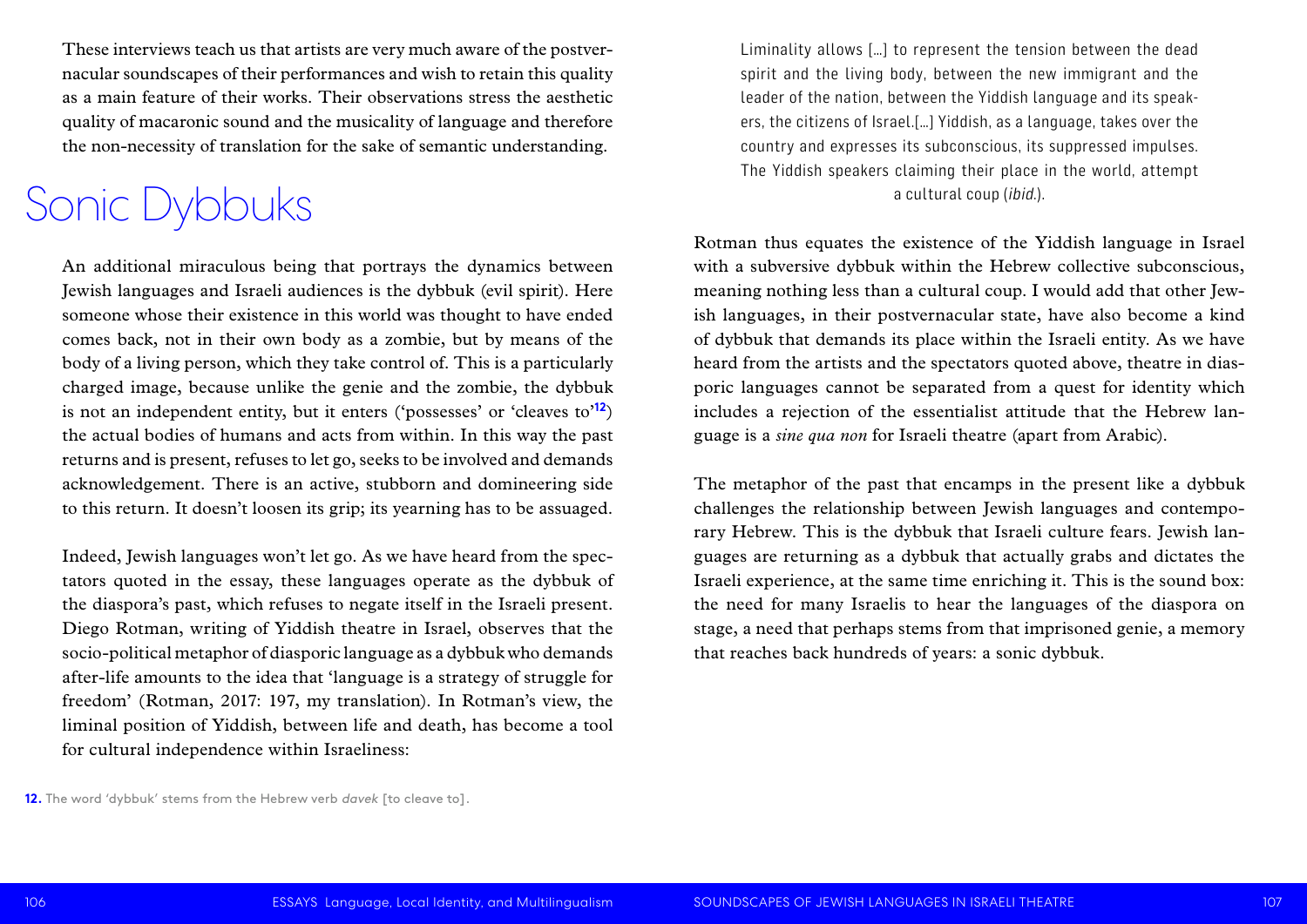These interviews teach us that artists are very much aware of the postvernacular soundscapes of their performances and wish to retain this quality as a main feature of their works. Their observations stress the aesthetic quality of macaronic sound and the musicality of language and therefore the non-necessity of translation for the sake of semantic understanding.

# Sonic Dybbuks

An additional miraculous being that portrays the dynamics between Jewish languages and Israeli audiences is the dybbuk (evil spirit). Here someone whose their existence in this world was thought to have ended comes back, not in their own body as a zombie, but by means of the body of a living person, which they take control of. This is a particularly charged image, because unlike the genie and the zombie, the dybbuk is not an independent entity, but it enters ('possesses' or 'cleaves to'[12]) the actual bodies of humans and acts from within. In this way the past returns and is present, refuses to let go, seeks to be involved and demands acknowledgement. There is an active, stubborn and domineering side to this return. It doesn't loosen its grip; its yearning has to be assuaged.

Indeed, Jewish languages won't let go. As we have heard from the spectators quoted in the essay, these languages operate as the dybbuk of the diaspora's past, which refuses to negate itself in the Israeli present. Diego Rotman, writing of Yiddish theatre in Israel, observes that the socio-political metaphor of diasporic language as a dybbuk who demands after-life amounts to the idea that 'language is a strategy of struggle for freedom' (Rotman, 2017: 197, my translation). In Rotman's view, the liminal position of Yiddish, between life and death, has become a tool for cultural independence within Israeliness:

> Liminality allows […] to represent the tension between the dead spirit and the living body, between the new immigrant and the leader of the nation, between the Yiddish language and its speakers, the citizens of Israel.[…] Yiddish, as a language, takes over the country and expresses its subconscious, its suppressed impulses. The Yiddish speakers claiming their place in the world, attempt a cultural coup (*ibid.*).

Rotman thus equates the existence of the Yiddish language in Israel with a subversive dybbuk within the Hebrew collective subconscious, meaning nothing less than a cultural coup. I would add that other Jewish languages, in their postvernacular state, have also become a kind of dybbuk that demands its place within the Israeli entity. As we have heard from the artists and the spectators quoted above, theatre in diasporic languages cannot be separated from a quest for identity which includes a rejection of the essentialist attitude that the Hebrew language is a *sine qua non* for Israeli theatre (apart from Arabic).

The metaphor of the past that encamps in the present like a dybbuk challenges the relationship between Jewish languages and contemporary Hebrew. This is the dybbuk that Israeli culture fears. Jewish languages are returning as a dybbuk that actually grabs and dictates the Israeli experience, at the same time enriching it. This is the sound box: the need for many Israelis to hear the languages of the diaspora on stage, a need that perhaps stems from that imprisoned genie, a memory that reaches back hundreds of years: a sonic dybbuk.

**12.** The word 'dybbuk' stems from the Hebrew verb *davek* [to cleave to].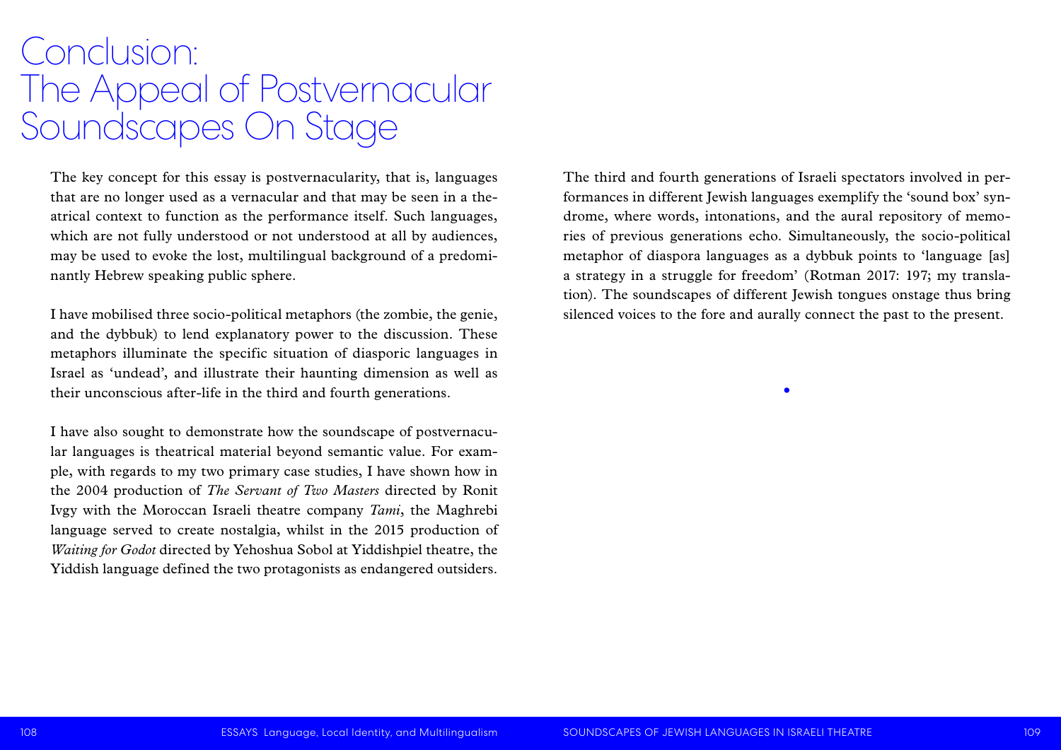# Conclusion: The Appeal of Postvernacular Soundscapes On Stage

The key concept for this essay is postvernacularity, that is, languages that are no longer used as a vernacular and that may be seen in a theatrical context to function as the performance itself. Such languages, which are not fully understood or not understood at all by audiences, may be used to evoke the lost, multilingual background of a predominantly Hebrew speaking public sphere.

I have mobilised three socio-political metaphors (the zombie, the genie, and the dybbuk) to lend explanatory power to the discussion. These metaphors illuminate the specific situation of diasporic languages in Israel as 'undead', and illustrate their haunting dimension as well as their unconscious after-life in the third and fourth generations.

I have also sought to demonstrate how the soundscape of postvernacular languages is theatrical material beyond semantic value. For example, with regards to my two primary case studies, I have shown how in the 2004 production of *The Servant of Two Masters* directed by Ronit Ivgy with the Moroccan Israeli theatre company *Tami*, the Maghrebi language served to create nostalgia, whilst in the 2015 production of *Waiting for Godot* directed by Yehoshua Sobol at Yiddishpiel theatre, the Yiddish language defined the two protagonists as endangered outsiders.

The third and fourth generations of Israeli spectators involved in performances in different Jewish languages exemplify the 'sound box' syndrome, where words, intonations, and the aural repository of memories of previous generations echo. Simultaneously, the socio-political metaphor of diaspora languages as a dybbuk points to 'language [as] a strategy in a struggle for freedom' (Rotman 2017: 197; my translation). The soundscapes of different Jewish tongues onstage thus bring silenced voices to the fore and aurally connect the past to the present.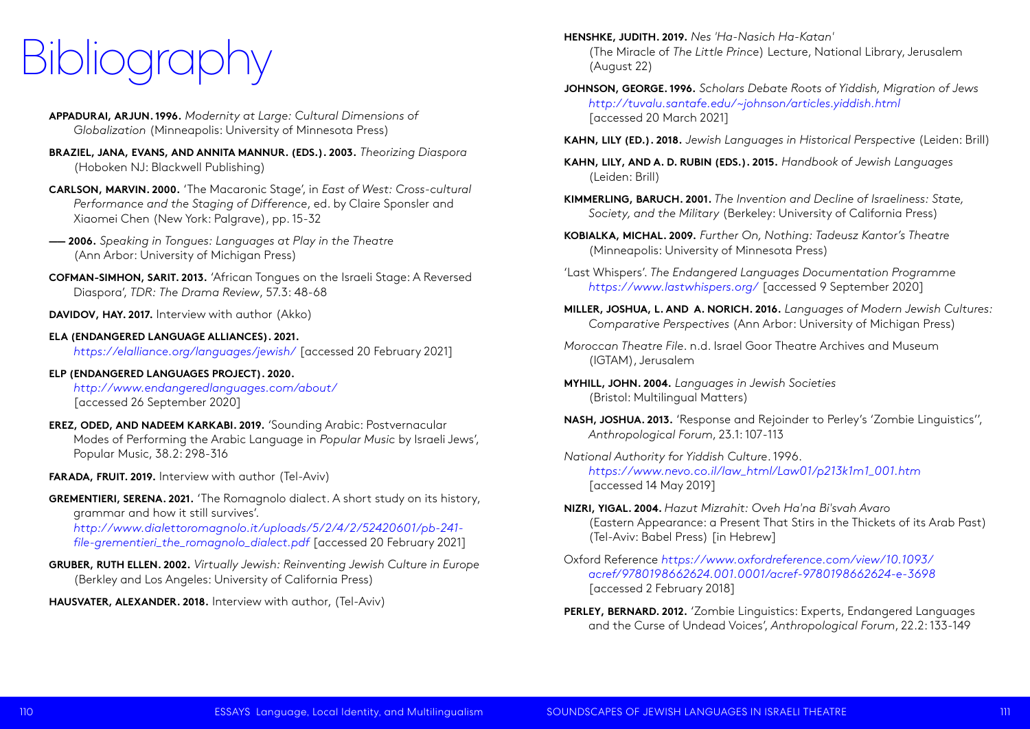# Bibliography

**APPADURAI, ARJUN. 1996.** *Modernity at Large: Cultural Dimensions of Globalization* (Minneapolis: University of Minnesota Press)

**BRAZIEL, JANA, EVANS, AND ANNITA MANNUR. (EDS.). 2003.** *Theorizing Diaspora* (Hoboken NJ: Blackwell Publishing)

**CARLSON, MARVIN. 2000.** 'The Macaronic Stage', in *East of West: Cross-cultural Performance and the Staging of Difference*, ed. by Claire Sponsler and Xiaomei Chen (New York: Palgrave), pp. 15-32

**—— 2006.** *Speaking in Tongues: Languages at Play in the Theatre* (Ann Arbor: University of Michigan Press)

**COFMAN-SIMHON, SARIT. 2013.** 'African Tongues on the Israeli Stage: A Reversed Diaspora', *TDR: The Drama Review*, 57.3: 48-68

**DAVIDOV, HAY. 2017.** Interview with author (Akko)

**ELA (ENDANGERED LANGUAGE ALLIANCES). 2021.** *https://elalliance.org/languages/jewish/* [accessed 20 February 2021]

**ELP (ENDANGERED LANGUAGES PROJECT). 2020.** *http://www.endangeredlanguages.com/about/* [accessed 26 September 2020]

**EREZ, ODED, AND NADEEM KARKABI. 2019.** 'Sounding Arabic: Postvernacular Modes of Performing the Arabic Language in *Popular Music* by Israeli Jews', Popular Music, 38.2: 298-316

**FARADA, FRUIT. 2019.** Interview with author (Tel-Aviv)

**GREMENTIERI, SERENA. 2021.** 'The Romagnolo dialect. A short study on its history, grammar and how it still survives'. *http://www.dialettoromagnolo.it/uploads/5/2/4/2/52420601/pb-241-file-grementieri_the_romagnolo_dialect.pdf* [accessed 20 February 2021]

**GRUBER, RUTH ELLEN. 2002.** *Virtually Jewish: Reinventing Jewish Culture in Europe* (Berkley and Los Angeles: University of California Press)

**HAUSVATER, ALEXANDER. 2018.** Interview with author, (Tel-Aviv)

**HENSHKE, JUDITH. 2019.** *Nes 'Ha-Nasich Ha-Katan'* (The Miracle of *The Little Prince*) Lecture, National Library, Jerusalem (August 22)

**JOHNSON, GEORGE. 1996.** *Scholars Debate Roots of Yiddish, Migration of Jews* *http://tuvalu.santafe.edu/~johnson/articles.yiddish.html* [accessed 20 March 2021]

**KAHN, LILY (ED.). 2018.** *Jewish Languages in Historical Perspective* (Leiden: Brill)

**KAHN, LILY, AND A. D. RUBIN (EDS.). 2015.** *Handbook of Jewish Languages* (Leiden: Brill)

**KIMMERLING, BARUCH. 2001.** *The Invention and Decline of Israeliness: State, Society, and the Military* (Berkeley: University of California Press)

**KOBIALKA, MICHAL. 2009.** *Further On, Nothing: Tadeusz Kantor's Theatre* (Minneapolis: University of Minnesota Press)

'Last Whispers'. *The Endangered Languages Documentation Programme* *https://www.lastwhispers.org/* [accessed 9 September 2020]

**MILLER, JOSHUA, L. AND A. NORICH. 2016.** *Languages of Modern Jewish Cultures: Comparative Perspectives* (Ann Arbor: University of Michigan Press)

*Moroccan Theatre File*. n.d. Israel Goor Theatre Archives and Museum (IGTAM), Jerusalem

**MYHILL, JOHN. 2004.** *Languages in Jewish Societies* (Bristol: Multilingual Matters)

**NASH, JOSHUA. 2013.** 'Response and Rejoinder to Perley's 'Zombie Linguistics'', *Anthropological Forum*, 23.1: 107-113

*National Authority for Yiddish Culture*. 1996. *https://www.nevo.co.il/law_html/Law01/p213k1m1_001.htm* [accessed 14 May 2019]

**NIZRI, YIGAL. 2004.** *Hazut Mizrahit: Oveh Ha'na Bi'svah Avaro* (Eastern Appearance: a Present That Stirs in the Thickets of its Arab Past) (Tel-Aviv: Babel Press) [in Hebrew]

Oxford Reference *https://www.oxfordreference.com/view/10.1093/acref/9780198662624.001.0001/acref-9780198662624-e-3698* [accessed 2 February 2018]

**PERLEY, BERNARD. 2012.** 'Zombie Linguistics: Experts, Endangered Languages and the Curse of Undead Voices', *Anthropological Forum*, 22.2: 133-149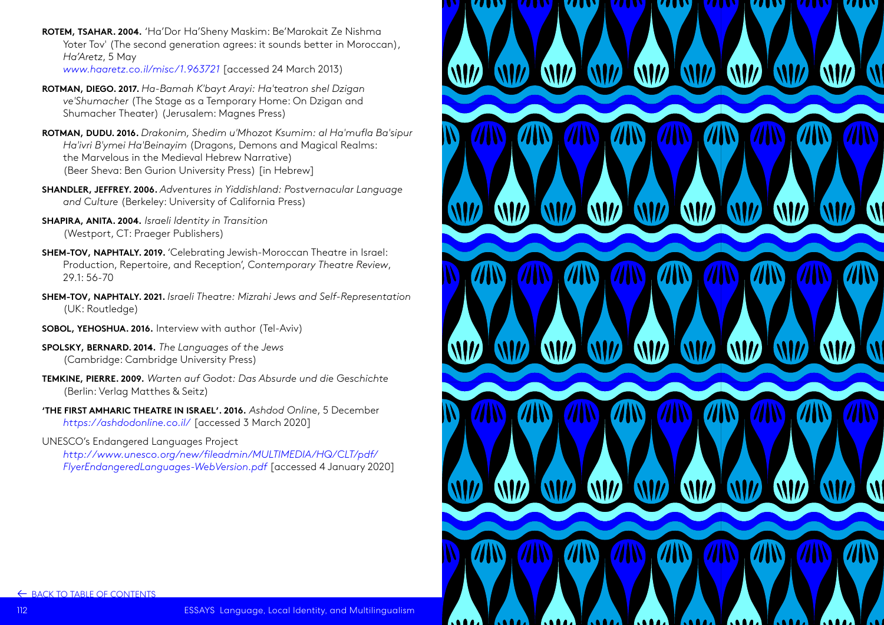**ROTEM, TSAHAR. 2004.** 'Ha'Dor Ha'Sheny Maskim: Be'Marokait Ze Nishma Yoter Tov' (The second generation agrees: it sounds better in Moroccan), *Ha'Aretz*, 5 May *www.haaretz.co.il/misc/1.963721* [accessed 24 March 2013)

**ROTMAN, DIEGO. 2017.** *Ha-Bamah K'bayt Arayi: Ha'teatron shel Dzigan ve'Shumacher* (The Stage as a Temporary Home: On Dzigan and Shumacher Theater) (Jerusalem: Magnes Press)

**ROTMAN, DUDU. 2016.** *Drakonim, Shedim u'Mhozot Ksumim: al Ha'mufla Ba'sipur Ha'ivri B'ymei Ha'Beinayim* (Dragons, Demons and Magical Realms: the Marvelous in the Medieval Hebrew Narrative) (Beer Sheva: Ben Gurion University Press) [in Hebrew]

**SHANDLER, JEFFREY. 2006.** *Adventures in Yiddishland: Postvernacular Language and Culture* (Berkeley: University of California Press)

**SHAPIRA, ANITA. 2004.** *Israeli Identity in Transition* (Westport, CT: Praeger Publishers)

**SHEM-TOV, NAPHTALY. 2019.** 'Celebrating Jewish-Moroccan Theatre in Israel: Production, Repertoire, and Reception', *Contemporary Theatre Review*, 29.1: 56-70

**SHEM-TOV, NAPHTALY. 2021.** *Israeli Theatre: Mizrahi Jews and Self-Representation* (UK: Routledge)

**SOBOL, YEHOSHUA. 2016.** Interview with author (Tel-Aviv)

**SPOLSKY, BERNARD. 2014.** *The Languages of the Jews* (Cambridge: Cambridge University Press)

**TEMKINE, PIERRE. 2009.** *Warten auf Godot: Das Absurde und die Geschichte* (Berlin: Verlag Matthes & Seitz)

**'THE FIRST AMHARIC THEATRE IN ISRAEL'. 2016.** *Ashdod Online*, 5 December *https://ashdodonline.co.il/* [accessed 3 March 2020]

UNESCO's Endangered Languages Project *http://www.unesco.org/new/fileadmin/MULTIMEDIA/HQ/CLT/pdf/FlyerEndangeredLanguages-WebVersion.pdf* [accessed 4 January 2020]